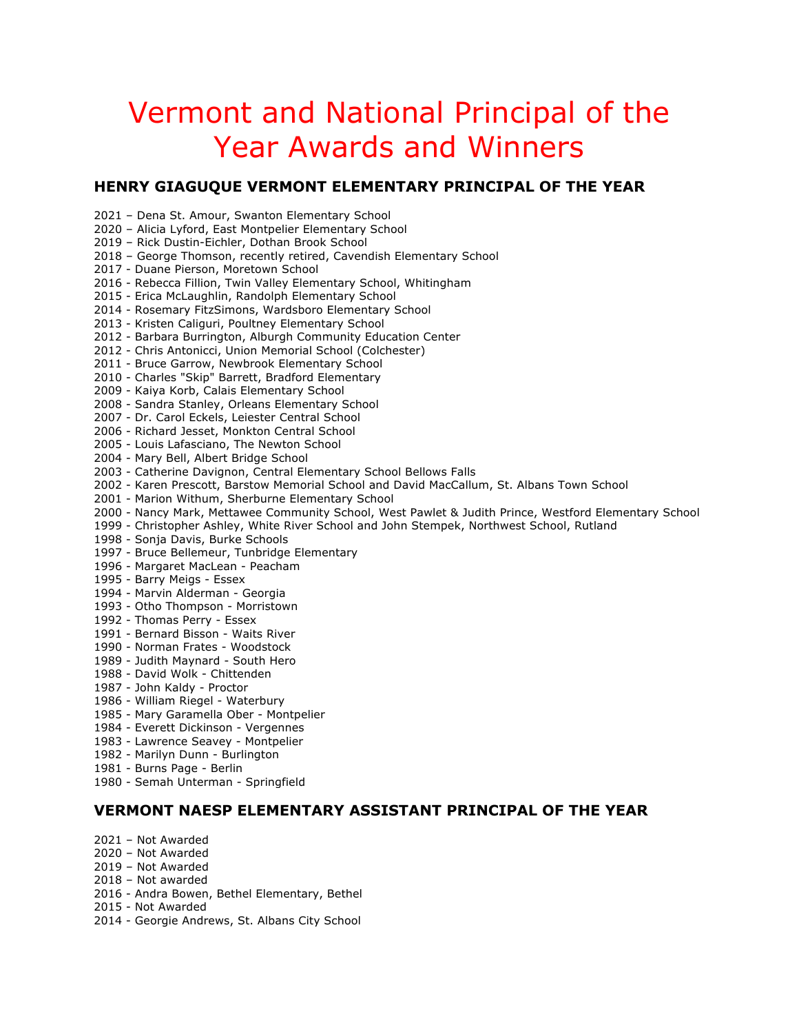# Vermont and National Principal of the Year Awards and Winners

## HENRY GIAGUQUE VERMONT ELEMENTARY PRINCIPAL OF THE YEAR

2021 – Dena St. Amour, Swanton Elementary School
2020 – Alicia Lyford, East Montpelier Elementary School
2019 – Rick Dustin-Eichler, Dothan Brook School
2018 – George Thomson, recently retired, Cavendish Elementary School
2017 - Duane Pierson, Moretown School
2016 - Rebecca Fillion, Twin Valley Elementary School, Whitingham
2015 - Erica McLaughlin, Randolph Elementary School
2014 - Rosemary FitzSimons, Wardsboro Elementary School
2013 - Kristen Caliguri, Poultney Elementary School
2012 - Barbara Burrington, Alburgh Community Education Center
2012 - Chris Antonicci, Union Memorial School (Colchester)
2011 - Bruce Garrow, Newbrook Elementary School
2010 - Charles "Skip" Barrett, Bradford Elementary
2009 - Kaiya Korb, Calais Elementary School
2008 - Sandra Stanley, Orleans Elementary School
2007 - Dr. Carol Eckels, Leiester Central School
2006 - Richard Jesset, Monkton Central School
2005 - Louis Lafasciano, The Newton School
2004 - Mary Bell, Albert Bridge School
2003 - Catherine Davignon, Central Elementary School Bellows Falls
2002 - Karen Prescott, Barstow Memorial School and David MacCallum, St. Albans Town School
2001 - Marion Withum, Sherburne Elementary School
2000 - Nancy Mark, Mettawee Community School, West Pawlet & Judith Prince, Westford Elementary School
1999 - Christopher Ashley, White River School and John Stempek, Northwest School, Rutland
1998 - Sonja Davis, Burke Schools
1997 - Bruce Bellemeur, Tunbridge Elementary
1996 - Margaret MacLean - Peacham
1995 - Barry Meigs - Essex
1994 - Marvin Alderman - Georgia
1993 - Otho Thompson - Morristown
1992 - Thomas Perry - Essex
1991 - Bernard Bisson - Waits River
1990 - Norman Frates - Woodstock
1989 - Judith Maynard - South Hero
1988 - David Wolk - Chittenden
1987 - John Kaldy - Proctor
1986 - William Riegel - Waterbury
1985 - Mary Garamella Ober - Montpelier
1984 - Everett Dickinson - Vergennes
1983 - Lawrence Seavey - Montpelier
1982 - Marilyn Dunn - Burlington
1981 - Burns Page - Berlin
1980 - Semah Unterman - Springfield

## VERMONT NAESP ELEMENTARY ASSISTANT PRINCIPAL OF THE YEAR

2021 – Not Awarded
2020 – Not Awarded
2019 – Not Awarded
2018 – Not awarded
2016 - Andra Bowen, Bethel Elementary, Bethel
2015 - Not Awarded
2014 - Georgie Andrews, St. Albans City School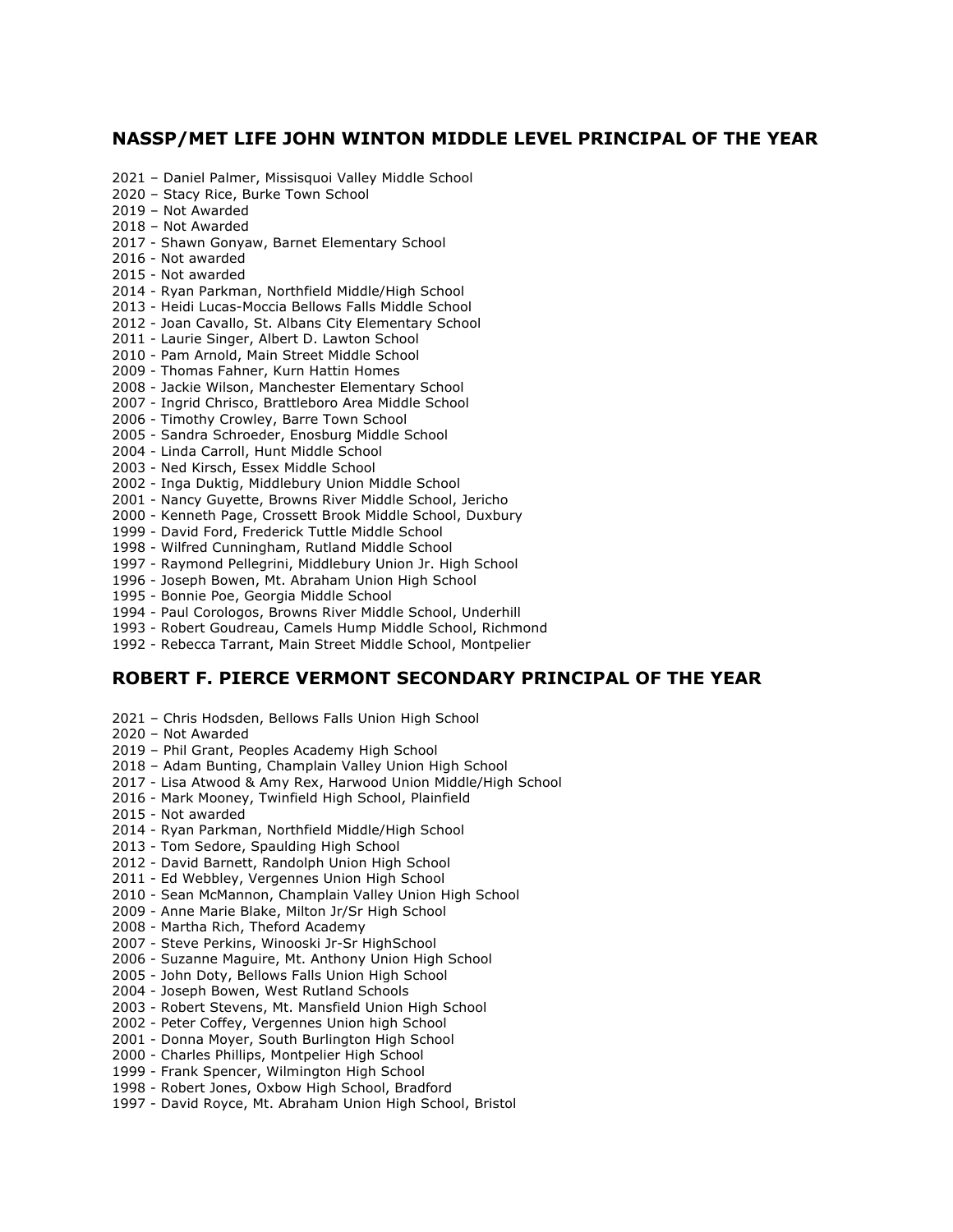## NASSP/MET LIFE JOHN WINTON MIDDLE LEVEL PRINCIPAL OF THE YEAR

2021 – Daniel Palmer, Missisquoi Valley Middle School
2020 – Stacy Rice, Burke Town School
2019 – Not Awarded
2018 – Not Awarded
2017 - Shawn Gonyaw, Barnet Elementary School
2016 - Not awarded
2015 - Not awarded
2014 - Ryan Parkman, Northfield Middle/High School
2013 - Heidi Lucas-Moccia Bellows Falls Middle School
2012 - Joan Cavallo, St. Albans City Elementary School
2011 - Laurie Singer, Albert D. Lawton School
2010 - Pam Arnold, Main Street Middle School
2009 - Thomas Fahner, Kurn Hattin Homes
2008 - Jackie Wilson, Manchester Elementary School
2007 - Ingrid Chrisco, Brattleboro Area Middle School
2006 - Timothy Crowley, Barre Town School
2005 - Sandra Schroeder, Enosburg Middle School
2004 - Linda Carroll, Hunt Middle School
2003 - Ned Kirsch, Essex Middle School
2002 - Inga Duktig, Middlebury Union Middle School
2001 - Nancy Guyette, Browns River Middle School, Jericho
2000 - Kenneth Page, Crossett Brook Middle School, Duxbury
1999 - David Ford, Frederick Tuttle Middle School
1998 - Wilfred Cunningham, Rutland Middle School
1997 - Raymond Pellegrini, Middlebury Union Jr. High School
1996 - Joseph Bowen, Mt. Abraham Union High School
1995 - Bonnie Poe, Georgia Middle School
1994 - Paul Corologos, Browns River Middle School, Underhill
1993 - Robert Goudreau, Camels Hump Middle School, Richmond
1992 - Rebecca Tarrant, Main Street Middle School, Montpelier

## ROBERT F. PIERCE VERMONT SECONDARY PRINCIPAL OF THE YEAR

2021 – Chris Hodsden, Bellows Falls Union High School
2020 – Not Awarded
2019 – Phil Grant, Peoples Academy High School
2018 – Adam Bunting, Champlain Valley Union High School
2017 - Lisa Atwood & Amy Rex, Harwood Union Middle/High School
2016 - Mark Mooney, Twinfield High School, Plainfield
2015 - Not awarded
2014 - Ryan Parkman, Northfield Middle/High School
2013 - Tom Sedore, Spaulding High School
2012 - David Barnett, Randolph Union High School
2011 - Ed Webbley, Vergennes Union High School
2010 - Sean McMannon, Champlain Valley Union High School
2009 - Anne Marie Blake, Milton Jr/Sr High School
2008 - Martha Rich, Theford Academy
2007 - Steve Perkins, Winooski Jr-Sr HighSchool
2006 - Suzanne Maguire, Mt. Anthony Union High School
2005 - John Doty, Bellows Falls Union High School
2004 - Joseph Bowen, West Rutland Schools
2003 - Robert Stevens, Mt. Mansfield Union High School
2002 - Peter Coffey, Vergennes Union high School
2001 - Donna Moyer, South Burlington High School
2000 - Charles Phillips, Montpelier High School
1999 - Frank Spencer, Wilmington High School
1998 - Robert Jones, Oxbow High School, Bradford
1997 - David Royce, Mt. Abraham Union High School, Bristol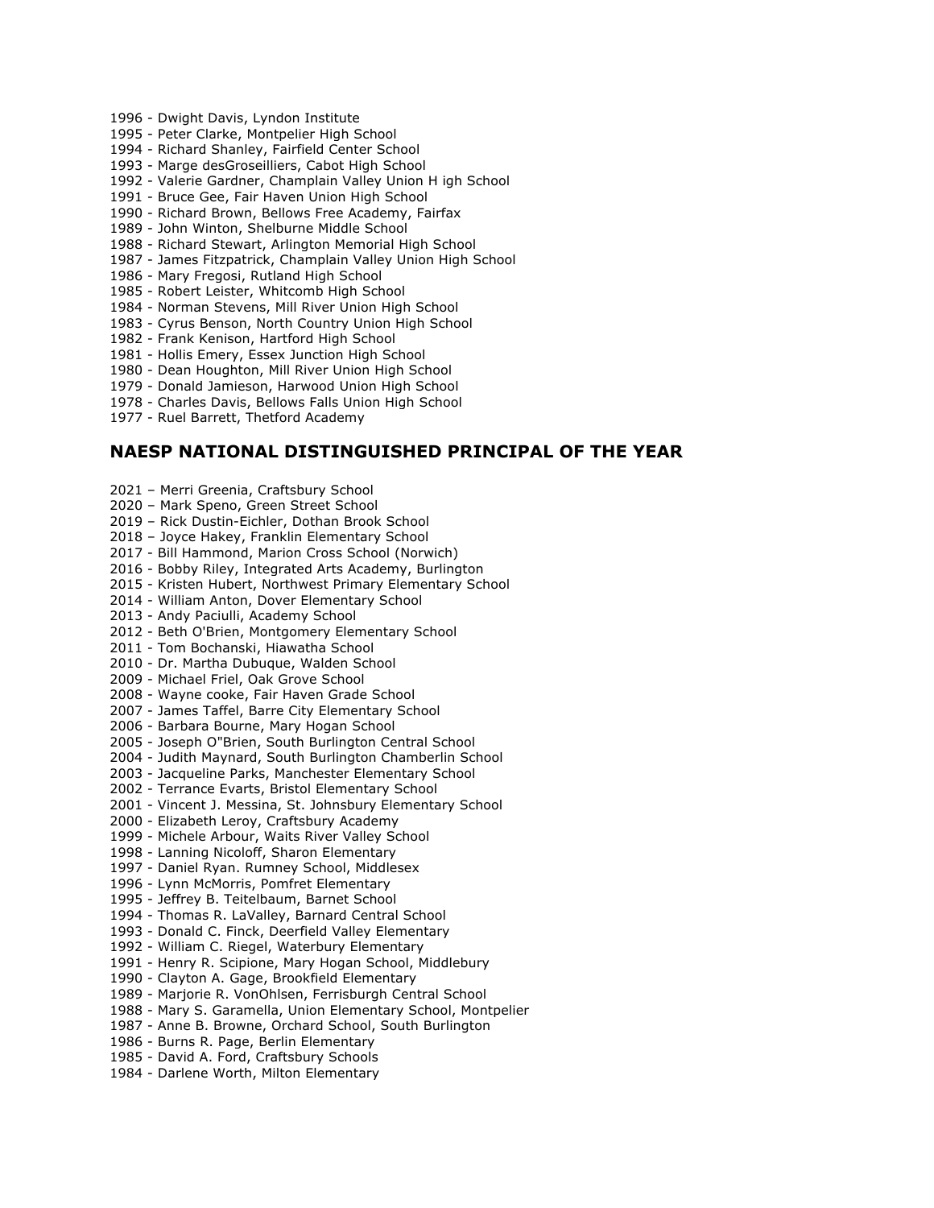1996 - Dwight Davis, Lyndon Institute
1995 - Peter Clarke, Montpelier High School
1994 - Richard Shanley, Fairfield Center School
1993 - Marge desGroseilliers, Cabot High School
1992 - Valerie Gardner, Champlain Valley Union H igh School
1991 - Bruce Gee, Fair Haven Union High School
1990 - Richard Brown, Bellows Free Academy, Fairfax
1989 - John Winton, Shelburne Middle School
1988 - Richard Stewart, Arlington Memorial High School
1987 - James Fitzpatrick, Champlain Valley Union High School
1986 - Mary Fregosi, Rutland High School
1985 - Robert Leister, Whitcomb High School
1984 - Norman Stevens, Mill River Union High School
1983 - Cyrus Benson, North Country Union High School
1982 - Frank Kenison, Hartford High School
1981 - Hollis Emery, Essex Junction High School
1980 - Dean Houghton, Mill River Union High School
1979 - Donald Jamieson, Harwood Union High School
1978 - Charles Davis, Bellows Falls Union High School
1977 - Ruel Barrett, Thetford Academy

## NAESP NATIONAL DISTINGUISHED PRINCIPAL OF THE YEAR

2021 – Merri Greenia, Craftsbury School
2020 – Mark Speno, Green Street School
2019 – Rick Dustin-Eichler, Dothan Brook School
2018 – Joyce Hakey, Franklin Elementary School
2017 - Bill Hammond, Marion Cross School (Norwich)
2016 - Bobby Riley, Integrated Arts Academy, Burlington
2015 - Kristen Hubert, Northwest Primary Elementary School
2014 - William Anton, Dover Elementary School
2013 - Andy Paciulli, Academy School
2012 - Beth O'Brien, Montgomery Elementary School
2011 - Tom Bochanski, Hiawatha School
2010 - Dr. Martha Dubuque, Walden School
2009 - Michael Friel, Oak Grove School
2008 - Wayne cooke, Fair Haven Grade School
2007 - James Taffel, Barre City Elementary School
2006 - Barbara Bourne, Mary Hogan School
2005 - Joseph O"Brien, South Burlington Central School
2004 - Judith Maynard, South Burlington Chamberlin School
2003 - Jacqueline Parks, Manchester Elementary School
2002 - Terrance Evarts, Bristol Elementary School
2001 - Vincent J. Messina, St. Johnsbury Elementary School
2000 - Elizabeth Leroy, Craftsbury Academy
1999 - Michele Arbour, Waits River Valley School
1998 - Lanning Nicoloff, Sharon Elementary
1997 - Daniel Ryan. Rumney School, Middlesex
1996 - Lynn McMorris, Pomfret Elementary
1995 - Jeffrey B. Teitelbaum, Barnet School
1994 - Thomas R. LaValley, Barnard Central School
1993 - Donald C. Finck, Deerfield Valley Elementary
1992 - William C. Riegel, Waterbury Elementary
1991 - Henry R. Scipione, Mary Hogan School, Middlebury
1990 - Clayton A. Gage, Brookfield Elementary
1989 - Marjorie R. VonOhlsen, Ferrisburgh Central School
1988 - Mary S. Garamella, Union Elementary School, Montpelier
1987 - Anne B. Browne, Orchard School, South Burlington
1986 - Burns R. Page, Berlin Elementary
1985 - David A. Ford, Craftsbury Schools
1984 - Darlene Worth, Milton Elementary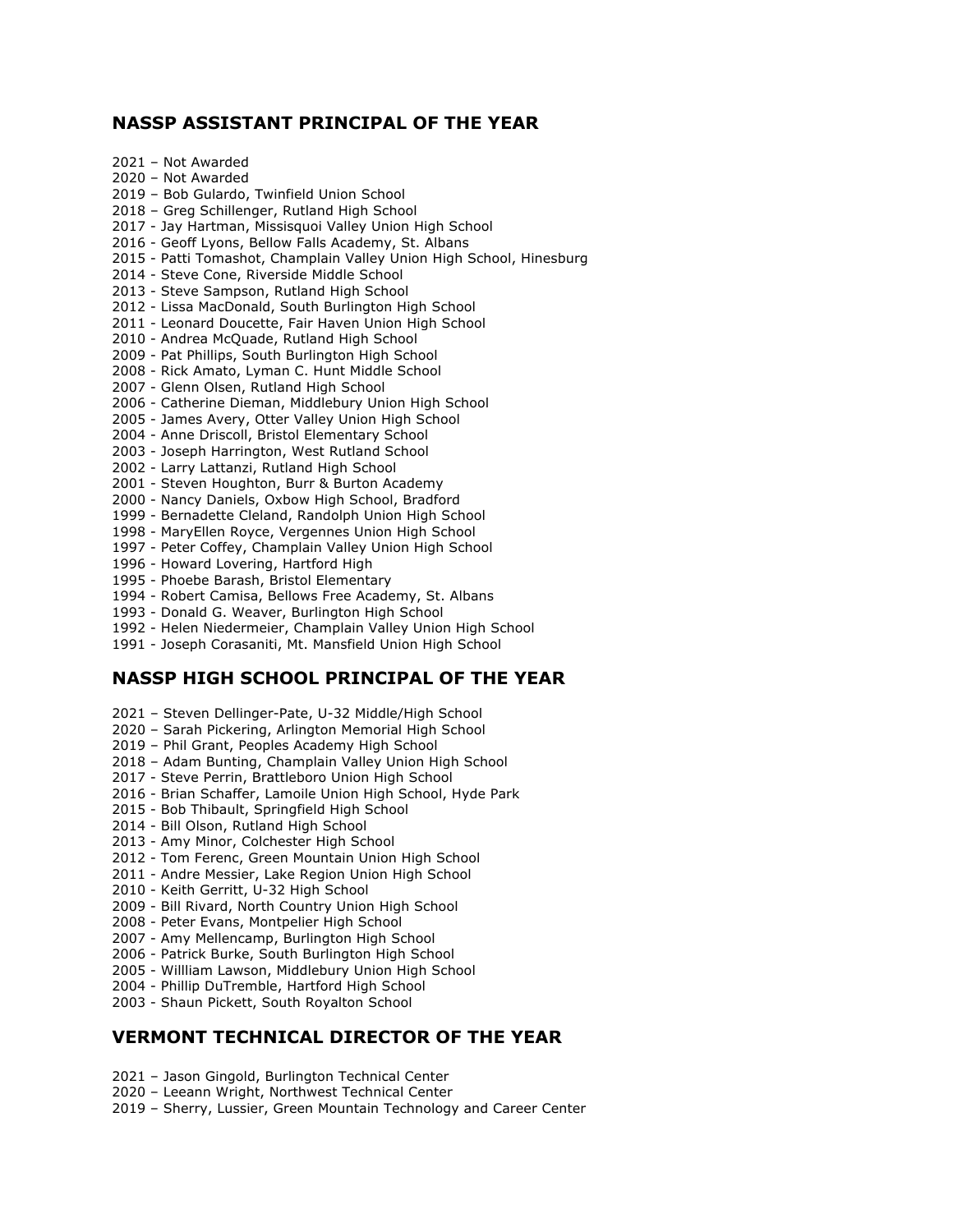## NASSP ASSISTANT PRINCIPAL OF THE YEAR

2021 – Not Awarded
2020 – Not Awarded
2019 – Bob Gulardo, Twinfield Union School
2018 – Greg Schillenger, Rutland High School
2017 - Jay Hartman, Missisquoi Valley Union High School
2016 - Geoff Lyons, Bellow Falls Academy, St. Albans
2015 - Patti Tomashot, Champlain Valley Union High School, Hinesburg
2014 - Steve Cone, Riverside Middle School
2013 - Steve Sampson, Rutland High School
2012 - Lissa MacDonald, South Burlington High School
2011 - Leonard Doucette, Fair Haven Union High School
2010 - Andrea McQuade, Rutland High School
2009 - Pat Phillips, South Burlington High School
2008 - Rick Amato, Lyman C. Hunt Middle School
2007 - Glenn Olsen, Rutland High School
2006 - Catherine Dieman, Middlebury Union High School
2005 - James Avery, Otter Valley Union High School
2004 - Anne Driscoll, Bristol Elementary School
2003 - Joseph Harrington, West Rutland School
2002 - Larry Lattanzi, Rutland High School
2001 - Steven Houghton, Burr & Burton Academy
2000 - Nancy Daniels, Oxbow High School, Bradford
1999 - Bernadette Cleland, Randolph Union High School
1998 - MaryEllen Royce, Vergennes Union High School
1997 - Peter Coffey, Champlain Valley Union High School
1996 - Howard Lovering, Hartford High
1995 - Phoebe Barash, Bristol Elementary
1994 - Robert Camisa, Bellows Free Academy, St. Albans
1993 - Donald G. Weaver, Burlington High School
1992 - Helen Niedermeier, Champlain Valley Union High School
1991 - Joseph Corasaniti, Mt. Mansfield Union High School

## NASSP HIGH SCHOOL PRINCIPAL OF THE YEAR

2021 – Steven Dellinger-Pate, U-32 Middle/High School
2020 – Sarah Pickering, Arlington Memorial High School
2019 – Phil Grant, Peoples Academy High School
2018 – Adam Bunting, Champlain Valley Union High School
2017 - Steve Perrin, Brattleboro Union High School
2016 - Brian Schaffer, Lamoile Union High School, Hyde Park
2015 - Bob Thibault, Springfield High School
2014 - Bill Olson, Rutland High School
2013 - Amy Minor, Colchester High School
2012 - Tom Ferenc, Green Mountain Union High School
2011 - Andre Messier, Lake Region Union High School
2010 - Keith Gerritt, U-32 High School
2009 - Bill Rivard, North Country Union High School
2008 - Peter Evans, Montpelier High School
2007 - Amy Mellencamp, Burlington High School
2006 - Patrick Burke, South Burlington High School
2005 - Willliam Lawson, Middlebury Union High School
2004 - Phillip DuTremble, Hartford High School
2003 - Shaun Pickett, South Royalton School

## VERMONT TECHNICAL DIRECTOR OF THE YEAR

2021 – Jason Gingold, Burlington Technical Center
2020 – Leeann Wright, Northwest Technical Center
2019 – Sherry, Lussier, Green Mountain Technology and Career Center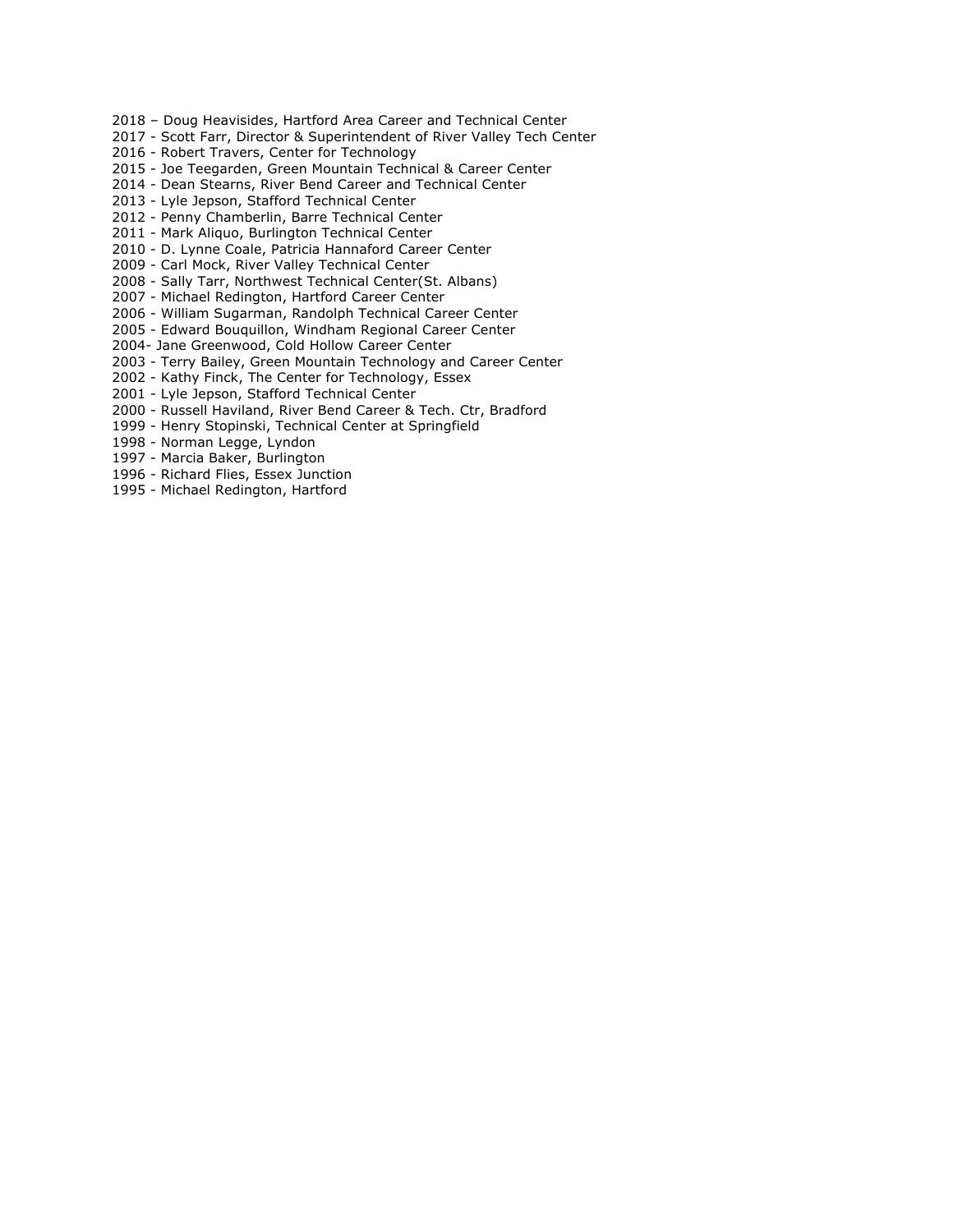2018 – Doug Heavisides, Hartford Area Career and Technical Center
2017 - Scott Farr, Director & Superintendent of River Valley Tech Center
2016 - Robert Travers, Center for Technology
2015 - Joe Teegarden, Green Mountain Technical & Career Center
2014 - Dean Stearns, River Bend Career and Technical Center
2013 - Lyle Jepson, Stafford Technical Center
2012 - Penny Chamberlin, Barre Technical Center
2011 - Mark Aliquo, Burlington Technical Center
2010 - D. Lynne Coale, Patricia Hannaford Career Center
2009 - Carl Mock, River Valley Technical Center
2008 - Sally Tarr, Northwest Technical Center(St. Albans)
2007 - Michael Redington, Hartford Career Center
2006 - William Sugarman, Randolph Technical Career Center
2005 - Edward Bouquillon, Windham Regional Career Center
2004- Jane Greenwood, Cold Hollow Career Center
2003 - Terry Bailey, Green Mountain Technology and Career Center
2002 - Kathy Finck, The Center for Technology, Essex
2001 - Lyle Jepson, Stafford Technical Center
2000 - Russell Haviland, River Bend Career & Tech. Ctr, Bradford
1999 - Henry Stopinski, Technical Center at Springfield
1998 - Norman Legge, Lyndon
1997 - Marcia Baker, Burlington
1996 - Richard Flies, Essex Junction
1995 - Michael Redington, Hartford